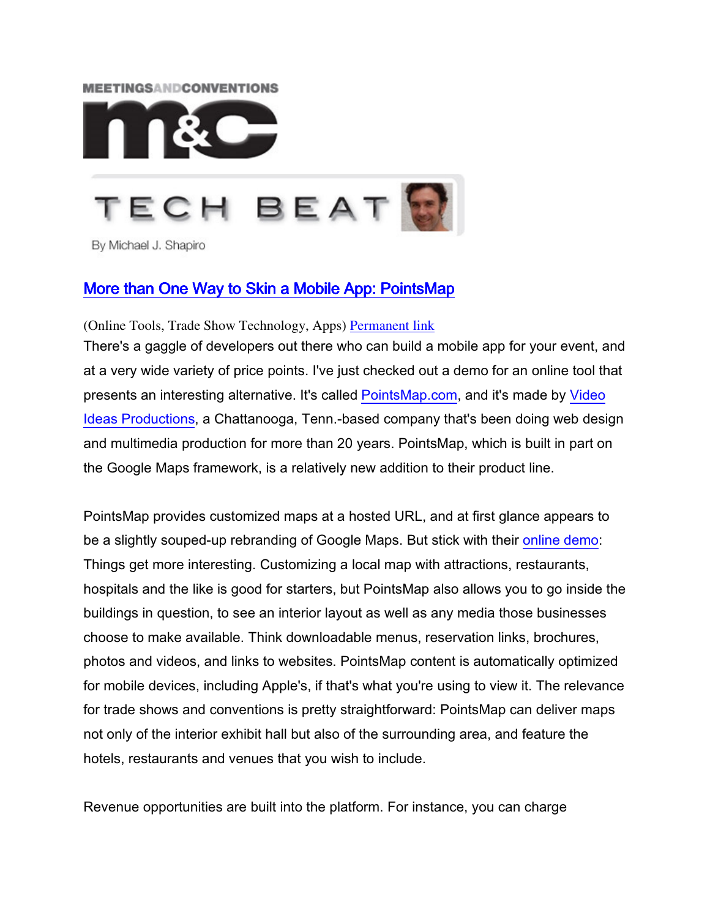MEETINGSANDCONVENTIONS

# m&C

# TECH BEAT

By Michael J. Shapiro

## More than One Way to Skin a Mobile App: PointsMap

(Online Tools, Trade Show Technology, Apps) Permanent link

There's a gaggle of developers out there who can build a mobile app for your event, and at a very wide variety of price points. I've just checked out a demo for an online tool that presents an interesting alternative. It's called PointsMap.com, and it's made by Video Ideas Productions, a Chattanooga, Tenn.-based company that's been doing web design and multimedia production for more than 20 years. PointsMap, which is built in part on the Google Maps framework, is a relatively new addition to their product line.

PointsMap provides customized maps at a hosted URL, and at first glance appears to be a slightly souped-up rebranding of Google Maps. But stick with their online demo: Things get more interesting. Customizing a local map with attractions, restaurants, hospitals and the like is good for starters, but PointsMap also allows you to go inside the buildings in question, to see an interior layout as well as any media those businesses choose to make available. Think downloadable menus, reservation links, brochures, photos and videos, and links to websites. PointsMap content is automatically optimized for mobile devices, including Apple's, if that's what you're using to view it. The relevance for trade shows and conventions is pretty straightforward: PointsMap can deliver maps not only of the interior exhibit hall but also of the surrounding area, and feature the hotels, restaurants and venues that you wish to include.

Revenue opportunities are built into the platform. For instance, you can charge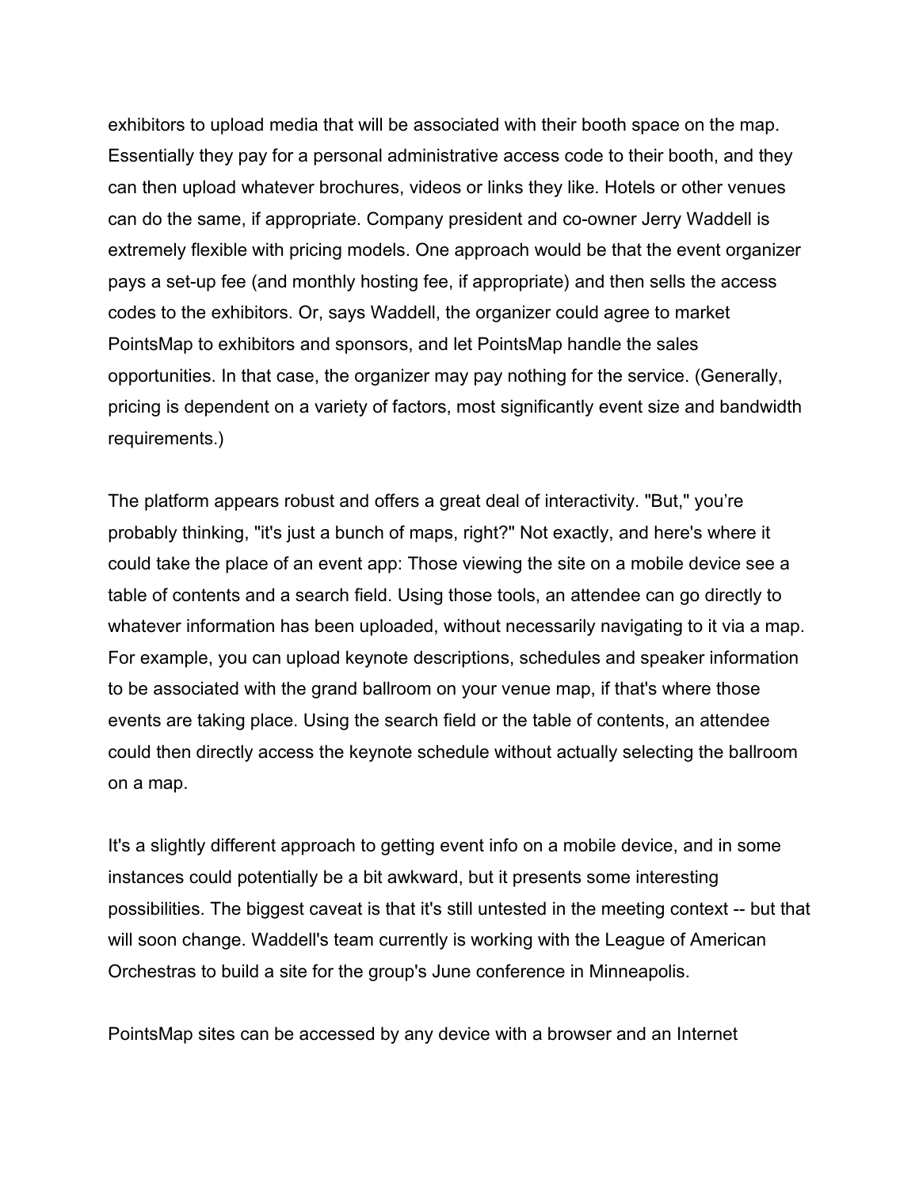exhibitors to upload media that will be associated with their booth space on the map. Essentially they pay for a personal administrative access code to their booth, and they can then upload whatever brochures, videos or links they like. Hotels or other venues can do the same, if appropriate. Company president and co-owner Jerry Waddell is extremely flexible with pricing models. One approach would be that the event organizer pays a set-up fee (and monthly hosting fee, if appropriate) and then sells the access codes to the exhibitors. Or, says Waddell, the organizer could agree to market PointsMap to exhibitors and sponsors, and let PointsMap handle the sales opportunities. In that case, the organizer may pay nothing for the service. (Generally, pricing is dependent on a variety of factors, most significantly event size and bandwidth requirements.)

The platform appears robust and offers a great deal of interactivity. "But," you're probably thinking, "it's just a bunch of maps, right?" Not exactly, and here's where it could take the place of an event app: Those viewing the site on a mobile device see a table of contents and a search field. Using those tools, an attendee can go directly to whatever information has been uploaded, without necessarily navigating to it via a map. For example, you can upload keynote descriptions, schedules and speaker information to be associated with the grand ballroom on your venue map, if that's where those events are taking place. Using the search field or the table of contents, an attendee could then directly access the keynote schedule without actually selecting the ballroom on a map.

It's a slightly different approach to getting event info on a mobile device, and in some instances could potentially be a bit awkward, but it presents some interesting possibilities. The biggest caveat is that it's still untested in the meeting context -- but that will soon change. Waddell's team currently is working with the League of American Orchestras to build a site for the group's June conference in Minneapolis.

PointsMap sites can be accessed by any device with a browser and an Internet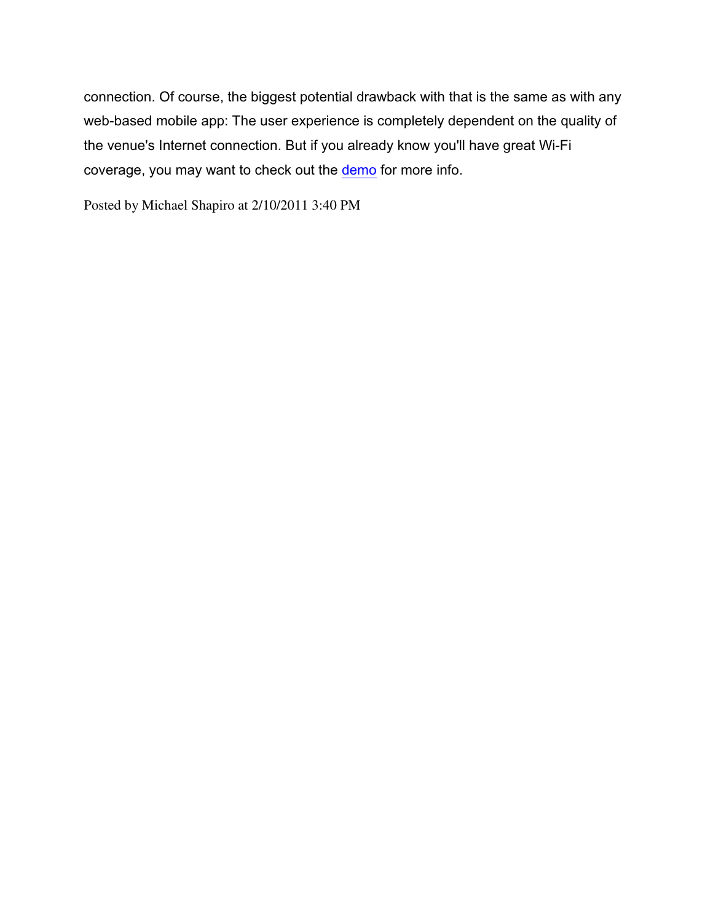connection. Of course, the biggest potential drawback with that is the same as with any web-based mobile app: The user experience is completely dependent on the quality of the venue's Internet connection. But if you already know you'll have great Wi-Fi coverage, you may want to check out the demo for more info.

Posted by Michael Shapiro at 2/10/2011 3:40 PM